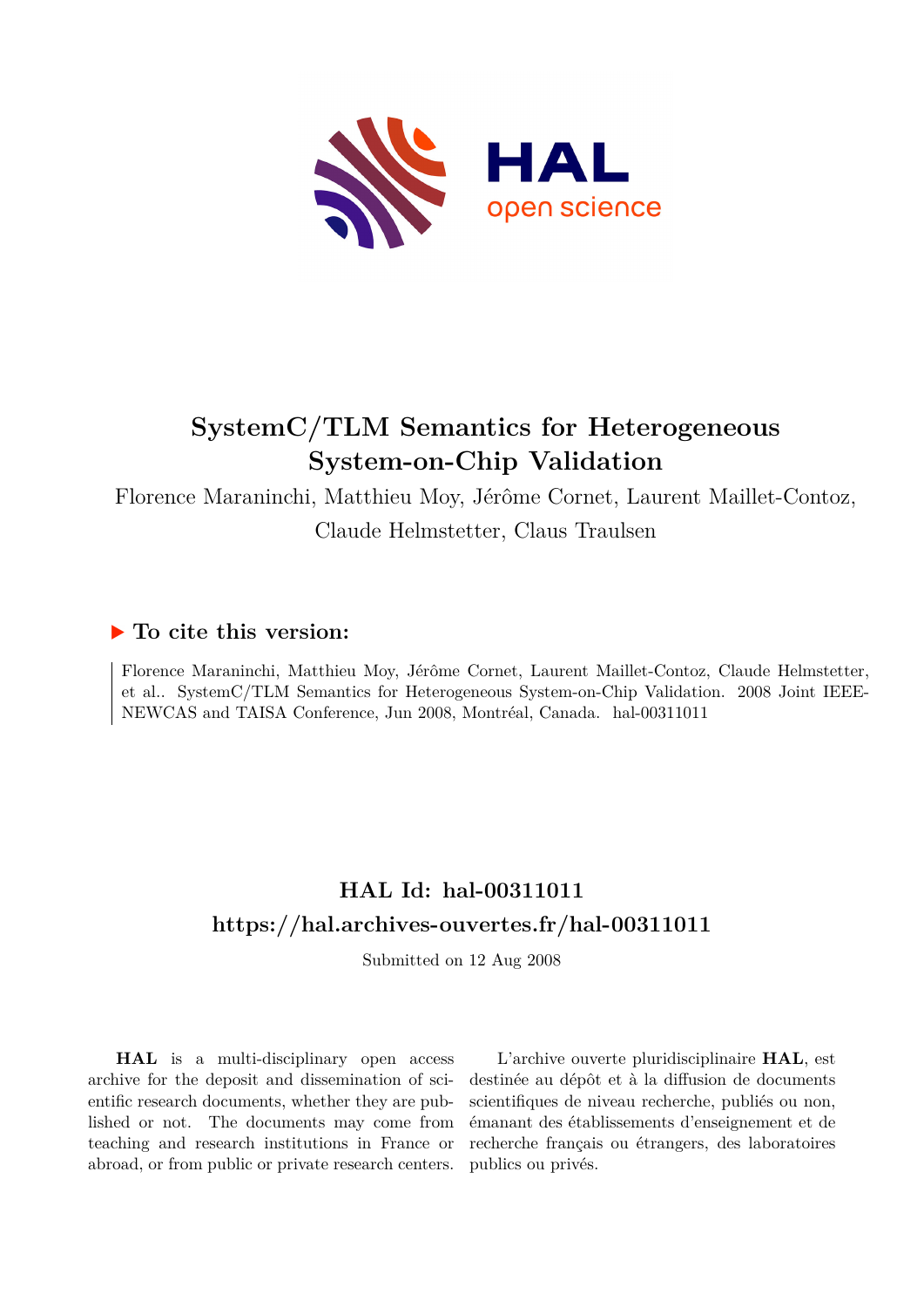# SystemC/TLM Semantics for Heterogeneous System-on-Chip Validation

Florence Maraninchi, Matthieu Moy, Jérôme Cornet, Laurent Maillet-Contoz, Claude Helmstetter, Claus Traulsen

## ▶ To cite this version:

Florence Maraninchi, Matthieu Moy, Jérôme Cornet, Laurent Maillet-Contoz, Claude Helmstetter, et al.. SystemC/TLM Semantics for Heterogeneous System-on-Chip Validation. 2008 Joint IEEE-NEWCAS and TAISA Conference, Jun 2008, Montréal, Canada. hal-00311011

## HAL Id: hal-00311011

## https://hal.archives-ouvertes.fr/hal-00311011

Submitted on 12 Aug 2008

**HAL** is a multi-disciplinary open access archive for the deposit and dissemination of scientific research documents, whether they are published or not. The documents may come from teaching and research institutions in France or abroad, or from public or private research centers.

L'archive ouverte pluridisciplinaire **HAL**, est destinée au dépôt et à la diffusion de documents scientifiques de niveau recherche, publiés ou non, émanant des établissements d'enseignement et de recherche français ou étrangers, des laboratoires publics ou privés.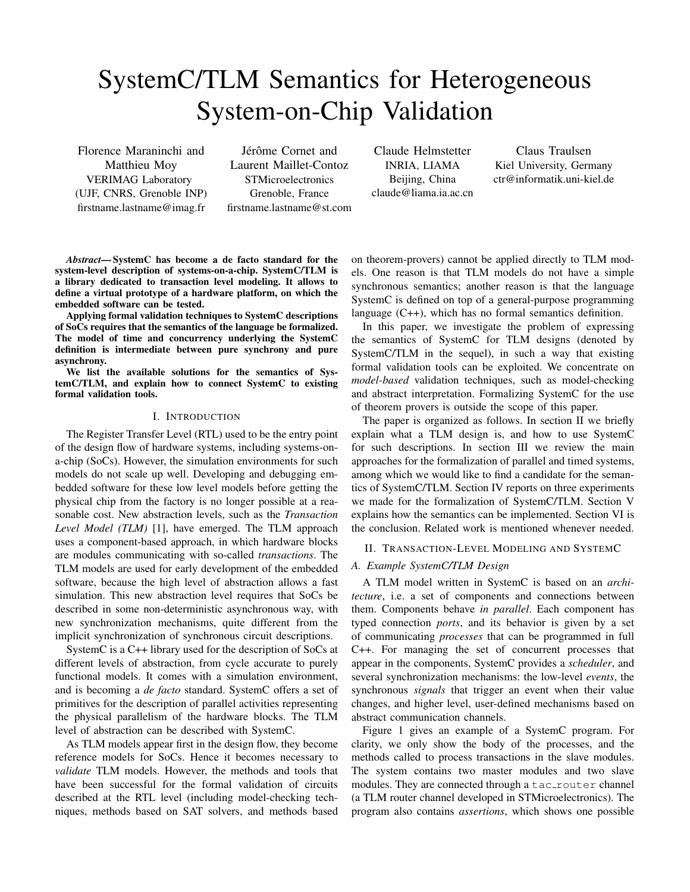# SystemC/TLM Semantics for Heterogeneous System-on-Chip Validation

Florence Maraninchi and Matthieu Moy
VERIMAG Laboratory
(UJF, CNRS, Grenoble INP)
firstname.lastname@imag.fr

Jérôme Cornet and Laurent Maillet-Contoz
STMicroelectronics
Grenoble, France
firstname.lastname@st.com

Claude Helmstetter
INRIA, LIAMA
Beijing, China
claude@liama.ia.ac.cn

Claus Traulsen
Kiel University, Germany
ctr@informatik.uni-kiel.de

***Abstract*— SystemC has become a de facto standard for the system-level description of systems-on-a-chip. SystemC/TLM is a library dedicated to transaction level modeling. It allows to define a virtual prototype of a hardware platform, on which the embedded software can be tested.**

**Applying formal validation techniques to SystemC descriptions of SoCs requires that the semantics of the language be formalized. The model of time and concurrency underlying the SystemC definition is intermediate between pure synchrony and pure asynchrony.**

**We list the available solutions for the semantics of SystemC/TLM, and explain how to connect SystemC to existing formal validation tools.**

## I. Introduction

The Register Transfer Level (RTL) used to be the entry point of the design flow of hardware systems, including systems-on-a-chip (SoCs). However, the simulation environments for such models do not scale up well. Developing and debugging embedded software for these low level models before getting the physical chip from the factory is no longer possible at a reasonable cost. New abstraction levels, such as the *Transaction Level Model (TLM)* [1], have emerged. The TLM approach uses a component-based approach, in which hardware blocks are modules communicating with so-called *transactions*. The TLM models are used for early development of the embedded software, because the high level of abstraction allows a fast simulation. This new abstraction level requires that SoCs be described in some non-deterministic asynchronous way, with new synchronization mechanisms, quite different from the implicit synchronization of synchronous circuit descriptions.

SystemC is a C++ library used for the description of SoCs at different levels of abstraction, from cycle accurate to purely functional models. It comes with a simulation environment, and is becoming a *de facto* standard. SystemC offers a set of primitives for the description of parallel activities representing the physical parallelism of the hardware blocks. The TLM level of abstraction can be described with SystemC.

As TLM models appear first in the design flow, they become reference models for SoCs. Hence it becomes necessary to *validate* TLM models. However, the methods and tools that have been successful for the formal validation of circuits described at the RTL level (including model-checking techniques, methods based on SAT solvers, and methods based on theorem-provers) cannot be applied directly to TLM models. One reason is that TLM models do not have a simple synchronous semantics; another reason is that the language SystemC is defined on top of a general-purpose programming language (C++), which has no formal semantics definition.

In this paper, we investigate the problem of expressing the semantics of SystemC for TLM designs (denoted by SystemC/TLM in the sequel), in such a way that existing formal validation tools can be exploited. We concentrate on *model-based* validation techniques, such as model-checking and abstract interpretation. Formalizing SystemC for the use of theorem provers is outside the scope of this paper.

The paper is organized as follows. In section II we briefly explain what a TLM design is, and how to use SystemC for such descriptions. In section III we review the main approaches for the formalization of parallel and timed systems, among which we would like to find a candidate for the semantics of SystemC/TLM. Section IV reports on three experiments we made for the formalization of SystemC/TLM. Section V explains how the semantics can be implemented. Section VI is the conclusion. Related work is mentioned whenever needed.

## II. Transaction-Level Modeling and SystemC

### A. Example SystemC/TLM Design

A TLM model written in SystemC is based on an *architecture*, i.e. a set of components and connections between them. Components behave *in parallel*. Each component has typed connection *ports*, and its behavior is given by a set of communicating *processes* that can be programmed in full C++. For managing the set of concurrent processes that appear in the components, SystemC provides a *scheduler*, and several synchronization mechanisms: the low-level *events*, the synchronous *signals* that trigger an event when their value changes, and higher level, user-defined mechanisms based on abstract communication channels.

Figure 1 gives an example of a SystemC program. For clarity, we only show the body of the processes, and the methods called to process transactions in the slave modules. The system contains two master modules and two slave modules. They are connected through a `tac_router` channel (a TLM router channel developed in STMicroelectronics). The program also contains *assertions*, which shows one possible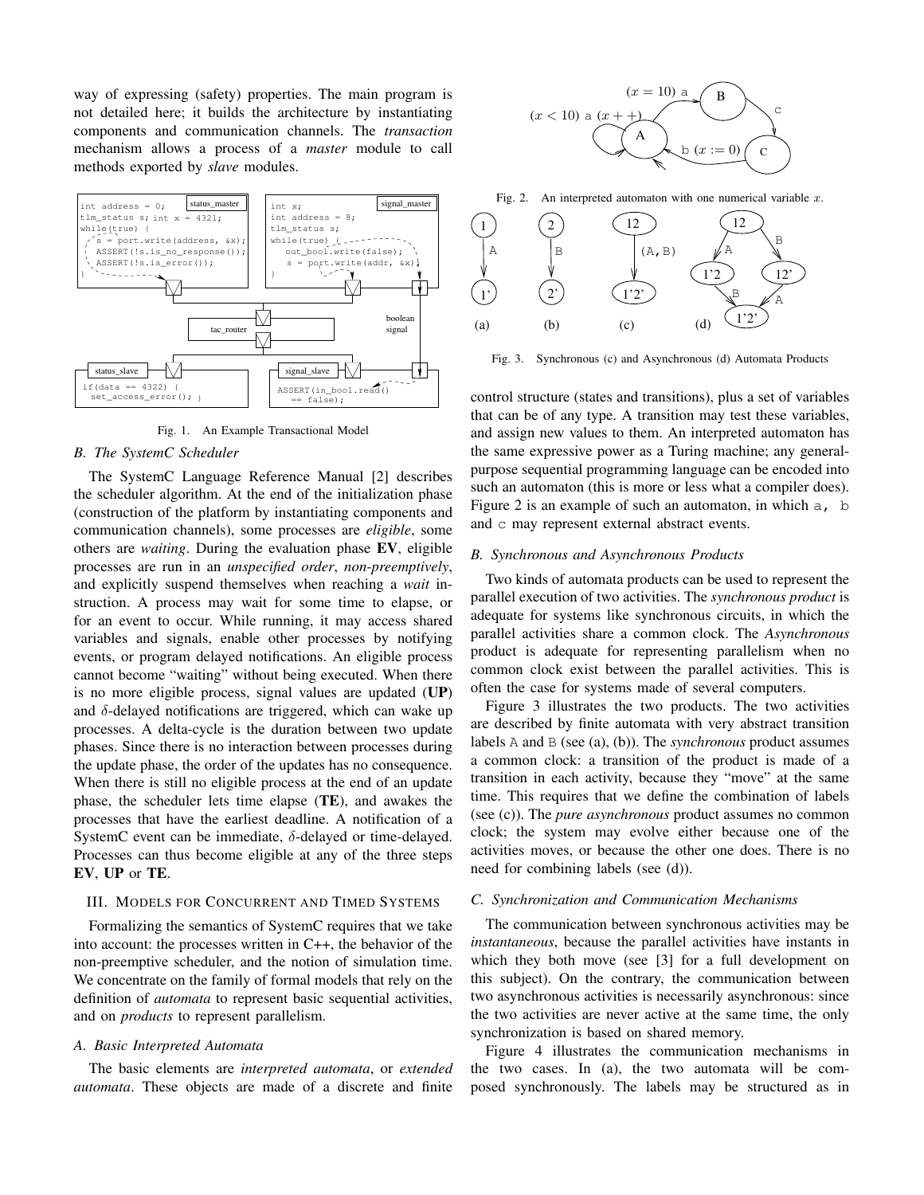way of expressing (safety) properties. The main program is not detailed here; it builds the architecture by instantiating components and communication channels. The *transaction* mechanism allows a process of a *master* module to call methods exported by *slave* modules.

Fig. 1. An Example Transactional Model

### B. The SystemC Scheduler

The SystemC Language Reference Manual [2] describes the scheduler algorithm. At the end of the initialization phase (construction of the platform by instantiating components and communication channels), some processes are *eligible*, some others are *waiting*. During the evaluation phase **EV**, eligible processes are run in an *unspecified order*, *non-preemptively*, and explicitly suspend themselves when reaching a *wait* instruction. A process may wait for some time to elapse, or for an event to occur. While running, it may access shared variables and signals, enable other processes by notifying events, or program delayed notifications. An eligible process cannot become "waiting" without being executed. When there is no more eligible process, signal values are updated (**UP**) and $\delta$-delayed notifications are triggered, which can wake up processes. A delta-cycle is the duration between two update phases. Since there is no interaction between processes during the update phase, the order of the updates has no consequence. When there is still no eligible process at the end of an update phase, the scheduler lets time elapse (**TE**), and awakes the processes that have the earliest deadline. A notification of a SystemC event can be immediate, $\delta$-delayed or time-delayed. Processes can thus become eligible at any of the three steps **EV**, **UP** or **TE**.

## III. Models for Concurrent and Timed Systems

Formalizing the semantics of SystemC requires that we take into account: the processes written in C++, the behavior of the non-preemptive scheduler, and the notion of simulation time. We concentrate on the family of formal models that rely on the definition of *automata* to represent basic sequential activities, and on *products* to represent parallelism.

### A. Basic Interpreted Automata

The basic elements are *interpreted automata*, or *extended automata*. These objects are made of a discrete and finite control structure (states and transitions), plus a set of variables that can be of any type. A transition may test these variables, and assign new values to them. An interpreted automaton has the same expressive power as a Turing machine; any general-purpose sequential programming language can be encoded into such an automaton (this is more or less what a compiler does). Figure 2 is an example of such an automaton, in which `a`, `b` and `c` may represent external abstract events.

Fig. 2. An interpreted automaton with one numerical variable $x$.

Fig. 3. Synchronous (c) and Asynchronous (d) Automata Products

### B. Synchronous and Asynchronous Products

Two kinds of automata products can be used to represent the parallel execution of two activities. The *synchronous product* is adequate for systems like synchronous circuits, in which the parallel activities share a common clock. The *Asynchronous* product is adequate for representing parallelism when no common clock exist between the parallel activities. This is often the case for systems made of several computers.

Figure 3 illustrates the two products. The two activities are described by finite automata with very abstract transition labels `A` and `B` (see (a), (b)). The *synchronous* product assumes a common clock: a transition of the product is made of a transition in each activity, because they "move" at the same time. This requires that we define the combination of labels (see (c)). The *pure asynchronous* product assumes no common clock; the system may evolve either because one of the activities moves, or because the other one does. There is no need for combining labels (see (d)).

### C. Synchronization and Communication Mechanisms

The communication between synchronous activities may be *instantaneous*, because the parallel activities have instants in which they both move (see [3] for a full development on this subject). On the contrary, the communication between two asynchronous activities is necessarily asynchronous: since the two activities are never active at the same time, the only synchronization is based on shared memory.

Figure 4 illustrates the communication mechanisms in the two cases. In (a), the two automata will be composed synchronously. The labels may be structured as in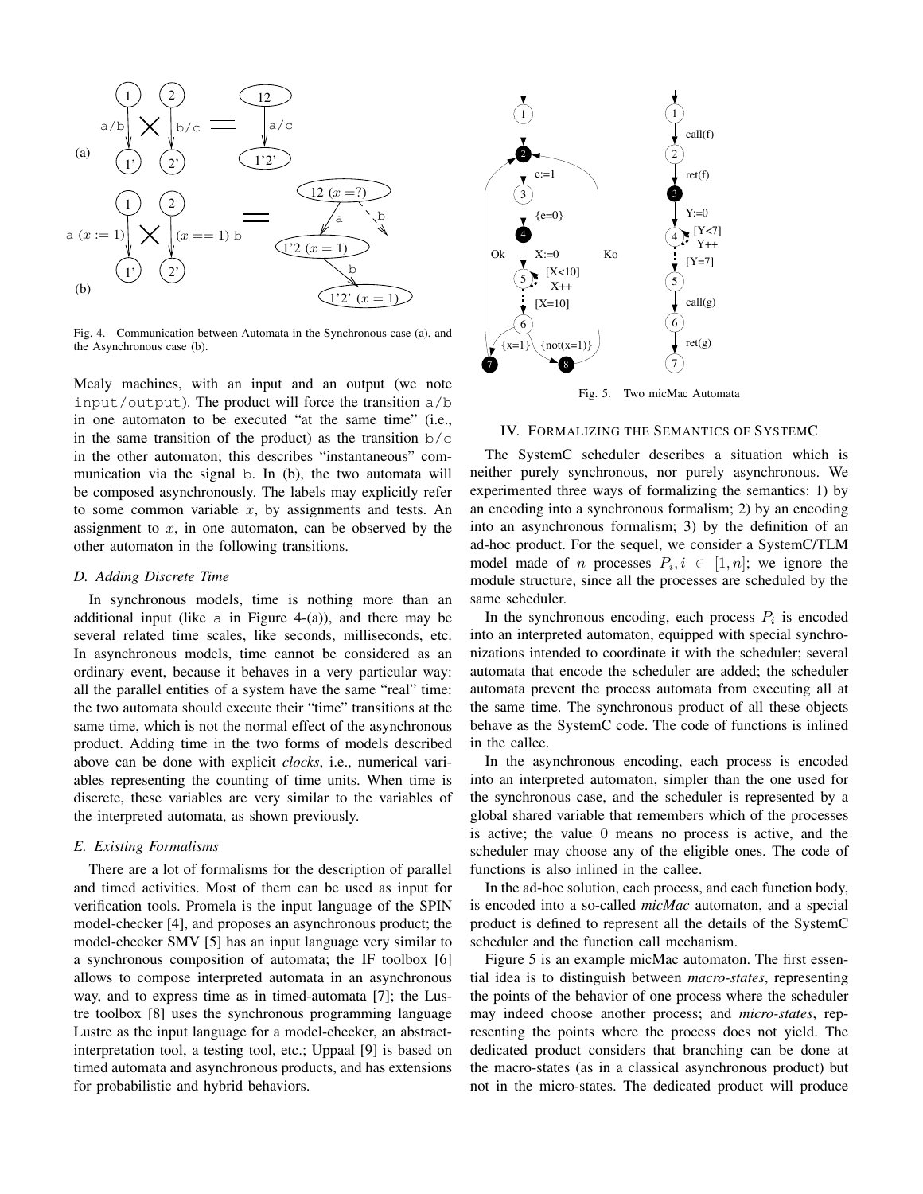Fig. 4. Communication between Automata in the Synchronous case (a), and the Asynchronous case (b).

Mealy machines, with an input and an output (we note `input/output`). The product will force the transition `a/b` in one automaton to be executed "at the same time" (i.e., in the same transition of the product) as the transition `b/c` in the other automaton; this describes "instantaneous" communication via the signal `b`. In (b), the two automata will be composed asynchronously. The labels may explicitly refer to some common variable $x$, by assignments and tests. An assignment to $x$, in one automaton, can be observed by the other automaton in the following transitions.

### D. Adding Discrete Time

In synchronous models, time is nothing more than an additional input (like `a` in Figure 4-(a)), and there may be several related time scales, like seconds, milliseconds, etc. In asynchronous models, time cannot be considered as an ordinary event, because it behaves in a very particular way: all the parallel entities of a system have the same "real" time: the two automata should execute their "time" transitions at the same time, which is not the normal effect of the asynchronous product. Adding time in the two forms of models described above can be done with explicit *clocks*, i.e., numerical variables representing the counting of time units. When time is discrete, these variables are very similar to the variables of the interpreted automata, as shown previously.

### E. Existing Formalisms

There are a lot of formalisms for the description of parallel and timed activities. Most of them can be used as input for verification tools. Promela is the input language of the SPIN model-checker [4], and proposes an asynchronous product; the model-checker SMV [5] has an input language very similar to a synchronous composition of automata; the IF toolbox [6] allows to compose interpreted automata in an asynchronous way, and to express time as in timed-automata [7]; the Lustre toolbox [8] uses the synchronous programming language Lustre as the input language for a model-checker, an abstract-interpretation tool, a testing tool, etc.; Uppaal [9] is based on timed automata and asynchronous products, and has extensions for probabilistic and hybrid behaviors.

Fig. 5. Two micMac Automata

## IV. Formalizing the Semantics of SystemC

The SystemC scheduler describes a situation which is neither purely synchronous, nor purely asynchronous. We experimented three ways of formalizing the semantics: 1) by an encoding into a synchronous formalism; 2) by an encoding into an asynchronous formalism; 3) by the definition of an ad-hoc product. For the sequel, we consider a SystemC/TLM model made of $n$ processes $P_i, i \in [1, n]$; we ignore the module structure, since all the processes are scheduled by the same scheduler.

In the synchronous encoding, each process $P_i$ is encoded into an interpreted automaton, equipped with special synchronizations intended to coordinate it with the scheduler; several automata that encode the scheduler are added; the scheduler automata prevent the process automata from executing all at the same time. The synchronous product of all these objects behave as the SystemC code. The code of functions is inlined in the callee.

In the asynchronous encoding, each process is encoded into an interpreted automaton, simpler than the one used for the synchronous case, and the scheduler is represented by a global shared variable that remembers which of the processes is active; the value 0 means no process is active, and the scheduler may choose any of the eligible ones. The code of functions is also inlined in the callee.

In the ad-hoc solution, each process, and each function body, is encoded into a so-called *micMac* automaton, and a special product is defined to represent all the details of the SystemC scheduler and the function call mechanism.

Figure 5 is an example micMac automaton. The first essential idea is to distinguish between *macro-states*, representing the points of the behavior of one process where the scheduler may indeed choose another process; and *micro-states*, representing the points where the process does not yield. The dedicated product considers that branching can be done at the macro-states (as in a classical asynchronous product) but not in the micro-states. The dedicated product will produce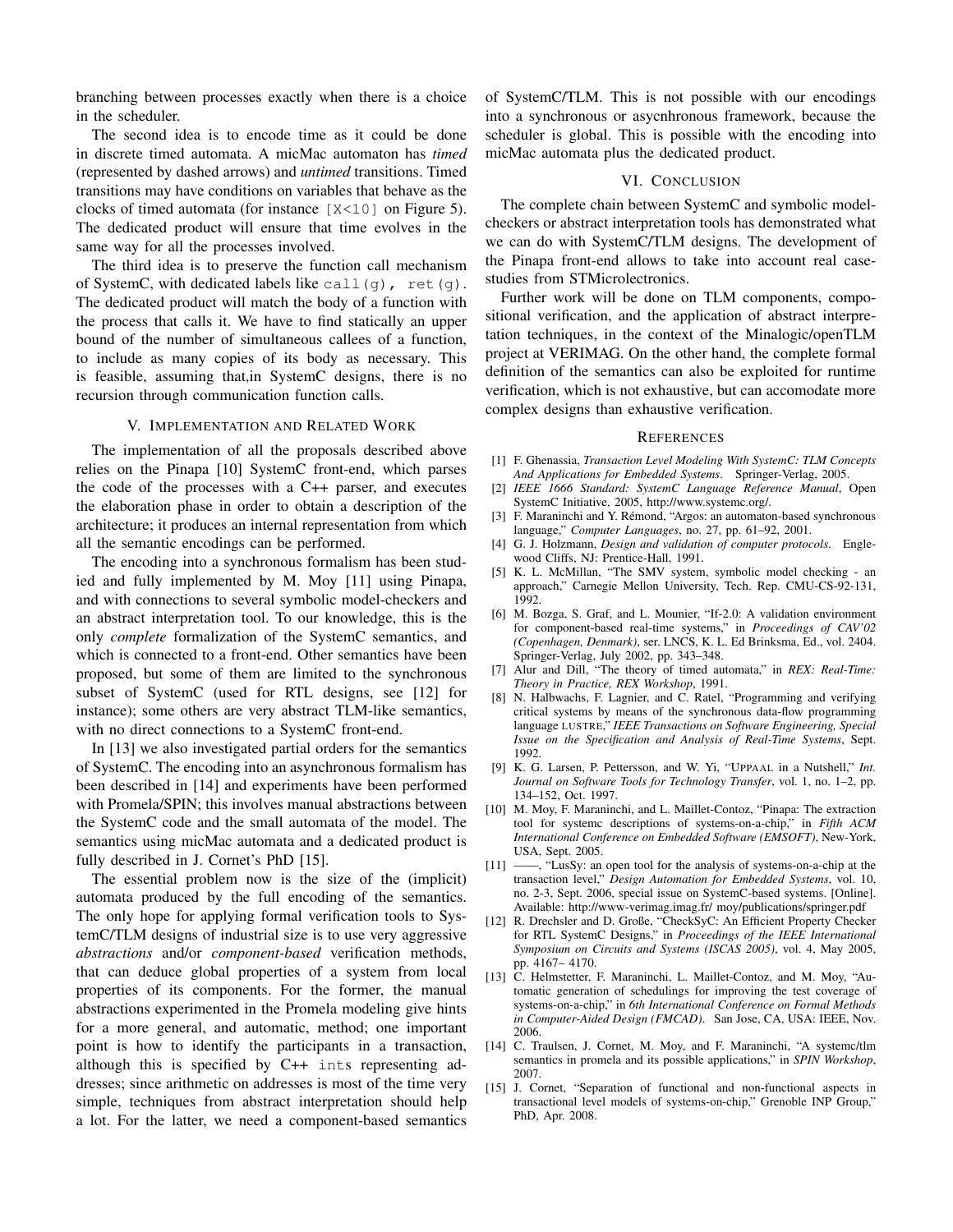branching between processes exactly when there is a choice in the scheduler.

The second idea is to encode time as it could be done in discrete timed automata. A micMac automaton has *timed* (represented by dashed arrows) and *untimed* transitions. Timed transitions may have conditions on variables that behave as the clocks of timed automata (for instance `[X<10]` on Figure 5). The dedicated product will ensure that time evolves in the same way for all the processes involved.

The third idea is to preserve the function call mechanism of SystemC, with dedicated labels like `call(g), ret(g)`. The dedicated product will match the body of a function with the process that calls it. We have to find statically an upper bound of the number of simultaneous callees of a function, to include as many copies of its body as necessary. This is feasible, assuming that,in SystemC designs, there is no recursion through communication function calls.

## V. Implementation and Related Work

The implementation of all the proposals described above relies on the Pinapa [10] SystemC front-end, which parses the code of the processes with a C++ parser, and executes the elaboration phase in order to obtain a description of the architecture; it produces an internal representation from which all the semantic encodings can be performed.

The encoding into a synchronous formalism has been studied and fully implemented by M. Moy [11] using Pinapa, and with connections to several symbolic model-checkers and an abstract interpretation tool. To our knowledge, this is the only *complete* formalization of the SystemC semantics, and which is connected to a front-end. Other semantics have been proposed, but some of them are limited to the synchronous subset of SystemC (used for RTL designs, see [12] for instance); some others are very abstract TLM-like semantics, with no direct connections to a SystemC front-end.

In [13] we also investigated partial orders for the semantics of SystemC. The encoding into an asynchronous formalism has been described in [14] and experiments have been performed with Promela/SPIN; this involves manual abstractions between the SystemC code and the small automata of the model. The semantics using micMac automata and a dedicated product is fully described in J. Cornet's PhD [15].

The essential problem now is the size of the (implicit) automata produced by the full encoding of the semantics. The only hope for applying formal verification tools to SystemC/TLM designs of industrial size is to use very aggressive *abstractions* and/or *component-based* verification methods, that can deduce global properties of a system from local properties of its components. For the former, the manual abstractions experimented in the Promela modeling give hints for a more general, and automatic, method; one important point is how to identify the participants in a transaction, although this is specified by C++ `ints` representing addresses; since arithmetic on addresses is most of the time very simple, techniques from abstract interpretation should help a lot. For the latter, we need a component-based semantics of SystemC/TLM. This is not possible with our encodings into a synchronous or asycnhronous framework, because the scheduler is global. This is possible with the encoding into micMac automata plus the dedicated product.

## VI. Conclusion

The complete chain between SystemC and symbolic model-checkers or abstract interpretation tools has demonstrated what we can do with SystemC/TLM designs. The development of the Pinapa front-end allows to take into account real case-studies from STMicrolectronics.

Further work will be done on TLM components, compositional verification, and the application of abstract interpretation techniques, in the context of the Minalogic/openTLM project at VERIMAG. On the other hand, the complete formal definition of the semantics can also be exploited for runtime verification, which is not exhaustive, but can accomodate more complex designs than exhaustive verification.

## References

[1] F. Ghenassia, *Transaction Level Modeling With SystemC: TLM Concepts And Applications for Embedded Systems*. Springer-Verlag, 2005.

[2] *IEEE 1666 Standard: SystemC Language Reference Manual*, Open SystemC Initiative, 2005, http://www.systemc.org/.

[3] F. Maraninchi and Y. Rémond, "Argos: an automaton-based synchronous language," *Computer Languages*, no. 27, pp. 61–92, 2001.

[4] G. J. Holzmann, *Design and validation of computer protocols*. Englewood Cliffs, NJ: Prentice-Hall, 1991.

[5] K. L. McMillan, "The SMV system, symbolic model checking - an approach," Carnegie Mellon University, Tech. Rep. CMU-CS-92-131, 1992.

[6] M. Bozga, S. Graf, and L. Mounier, "If-2.0: A validation environment for component-based real-time systems," in *Proceedings of CAV'02 (Copenhagen, Denmark)*, ser. LNCS, K. L. Ed Brinksma, Ed., vol. 2404. Springer-Verlag, July 2002, pp. 343–348.

[7] Alur and Dill, "The theory of timed automata," in *REX: Real-Time: Theory in Practice, REX Workshop*, 1991.

[8] N. Halbwachs, F. Lagnier, and C. Ratel, "Programming and verifying critical systems by means of the synchronous data-flow programming language LUSTRE," *IEEE Transactions on Software Engineering, Special Issue on the Specification and Analysis of Real-Time Systems*, Sept. 1992.

[9] K. G. Larsen, P. Pettersson, and W. Yi, "UPPAAL in a Nutshell," *Int. Journal on Software Tools for Technology Transfer*, vol. 1, no. 1–2, pp. 134–152, Oct. 1997.

[10] M. Moy, F. Maraninchi, and L. Maillet-Contoz, "Pinapa: The extraction tool for systemc descriptions of systems-on-a-chip," in *Fifth ACM International Conference on Embedded Software (EMSOFT)*, New-York, USA, Sept. 2005.

[11] ——, "LusSy: an open tool for the analysis of systems-on-a-chip at the transaction level," *Design Automation for Embedded Systems*, vol. 10, no. 2-3, Sept. 2006, special issue on SystemC-based systems. [Online]. Available: http://www-verimag.imag.fr/ moy/publications/springer.pdf

[12] R. Drechsler and D. Große, "CheckSyC: An Efficient Property Checker for RTL SystemC Designs," in *Proceedings of the IEEE International Symposium on Circuits and Systems (ISCAS 2005)*, vol. 4, May 2005, pp. 4167– 4170.

[13] C. Helmstetter, F. Maraninchi, L. Maillet-Contoz, and M. Moy, "Automatic generation of schedulings for improving the test coverage of systems-on-a-chip," in *6th International Conference on Formal Methods in Computer-Aided Design (FMCAD)*. San Jose, CA, USA: IEEE, Nov. 2006.

[14] C. Traulsen, J. Cornet, M. Moy, and F. Maraninchi, "A systemc/tlm semantics in promela and its possible applications," in *SPIN Workshop*, 2007.

[15] J. Cornet, "Separation of functional and non-functional aspects in transactional level models of systems-on-chip," Grenoble INP Group," PhD, Apr. 2008.